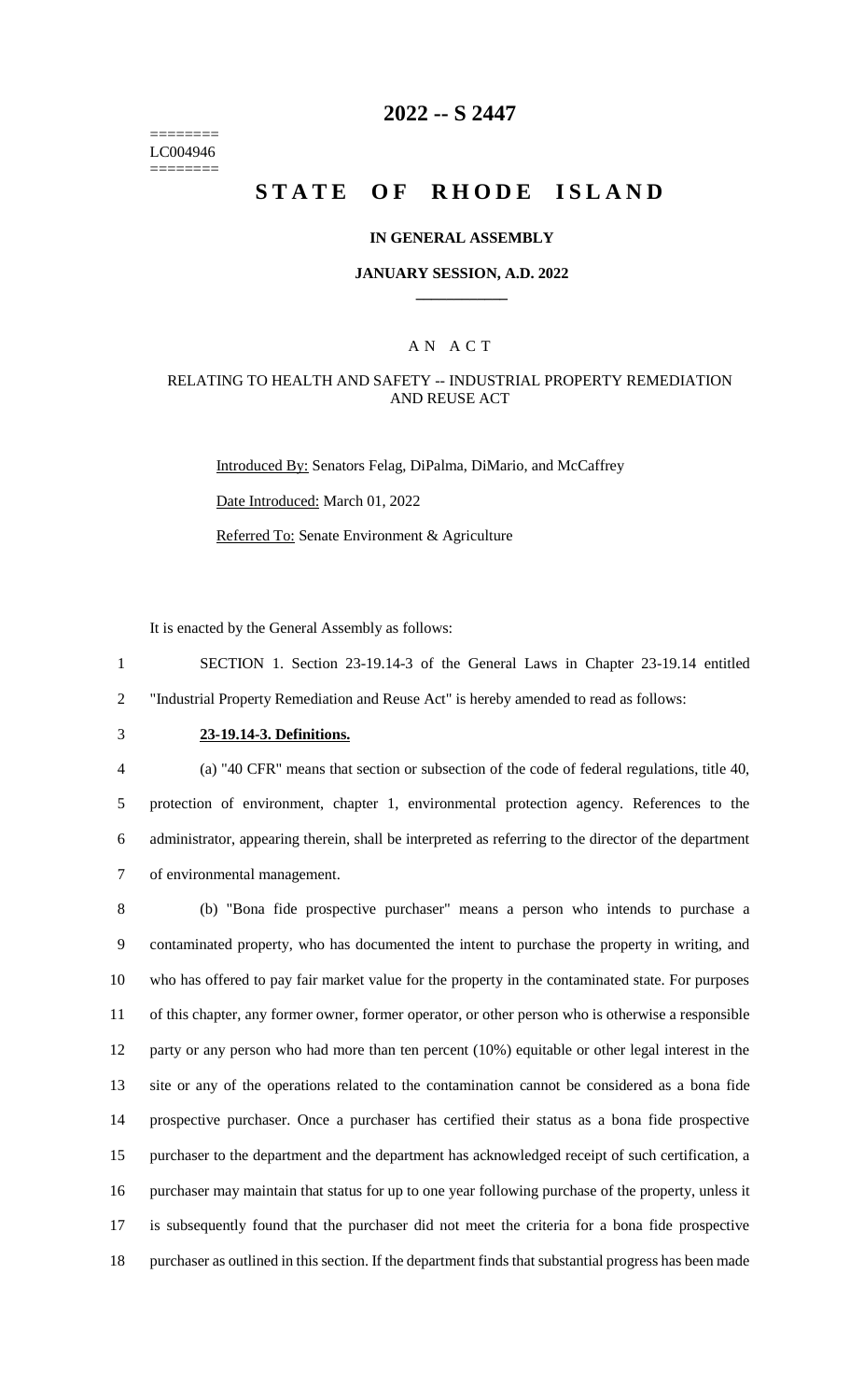========
LC004946
========

# 2022 -- S 2447

# STATE OF RHODE ISLAND

### IN GENERAL ASSEMBLY

### JANUARY SESSION, A.D. 2022

## A N A C T

### RELATING TO HEALTH AND SAFETY -- INDUSTRIAL PROPERTY REMEDIATION AND REUSE ACT

Introduced By: Senators Felag, DiPalma, DiMario, and McCaffrey

Date Introduced: March 01, 2022

Referred To: Senate Environment & Agriculture

It is enacted by the General Assembly as follows:

SECTION 1. Section 23-19.14-3 of the General Laws in Chapter 23-19.14 entitled "Industrial Property Remediation and Reuse Act" is hereby amended to read as follows:

**23-19.14-3. Definitions.**

(a) "40 CFR" means that section or subsection of the code of federal regulations, title 40, protection of environment, chapter 1, environmental protection agency. References to the administrator, appearing therein, shall be interpreted as referring to the director of the department of environmental management.

(b) "Bona fide prospective purchaser" means a person who intends to purchase a contaminated property, who has documented the intent to purchase the property in writing, and who has offered to pay fair market value for the property in the contaminated state. For purposes of this chapter, any former owner, former operator, or other person who is otherwise a responsible party or any person who had more than ten percent (10%) equitable or other legal interest in the site or any of the operations related to the contamination cannot be considered as a bona fide prospective purchaser. Once a purchaser has certified their status as a bona fide prospective purchaser to the department and the department has acknowledged receipt of such certification, a purchaser may maintain that status for up to one year following purchase of the property, unless it is subsequently found that the purchaser did not meet the criteria for a bona fide prospective purchaser as outlined in this section. If the department finds that substantial progress has been made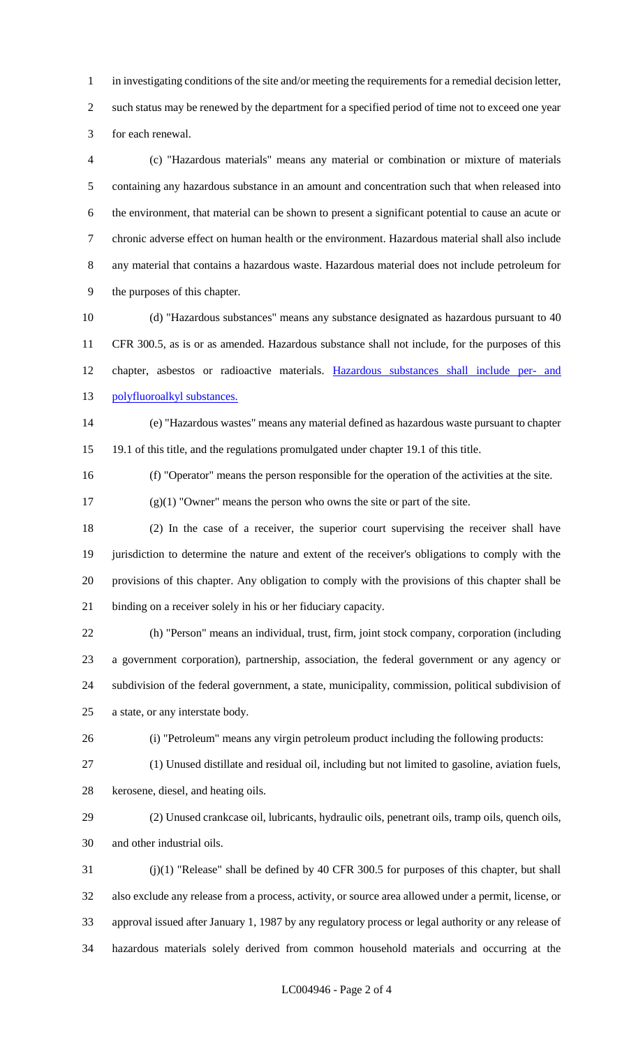in investigating conditions of the site and/or meeting the requirements for a remedial decision letter, such status may be renewed by the department for a specified period of time not to exceed one year for each renewal.

(c) "Hazardous materials" means any material or combination or mixture of materials containing any hazardous substance in an amount and concentration such that when released into the environment, that material can be shown to present a significant potential to cause an acute or chronic adverse effect on human health or the environment. Hazardous material shall also include any material that contains a hazardous waste. Hazardous material does not include petroleum for the purposes of this chapter.

(d) "Hazardous substances" means any substance designated as hazardous pursuant to 40 CFR 300.5, as is or as amended. Hazardous substance shall not include, for the purposes of this chapter, asbestos or radioactive materials. Hazardous substances shall include per- and polyfluoroalkyl substances.

(e) "Hazardous wastes" means any material defined as hazardous waste pursuant to chapter 19.1 of this title, and the regulations promulgated under chapter 19.1 of this title.

(f) "Operator" means the person responsible for the operation of the activities at the site.

(g)(1) "Owner" means the person who owns the site or part of the site.

(2) In the case of a receiver, the superior court supervising the receiver shall have jurisdiction to determine the nature and extent of the receiver's obligations to comply with the provisions of this chapter. Any obligation to comply with the provisions of this chapter shall be binding on a receiver solely in his or her fiduciary capacity.

(h) "Person" means an individual, trust, firm, joint stock company, corporation (including a government corporation), partnership, association, the federal government or any agency or subdivision of the federal government, a state, municipality, commission, political subdivision of a state, or any interstate body.

(i) "Petroleum" means any virgin petroleum product including the following products:

(1) Unused distillate and residual oil, including but not limited to gasoline, aviation fuels, kerosene, diesel, and heating oils.

(2) Unused crankcase oil, lubricants, hydraulic oils, penetrant oils, tramp oils, quench oils, and other industrial oils.

(j)(1) "Release" shall be defined by 40 CFR 300.5 for purposes of this chapter, but shall also exclude any release from a process, activity, or source area allowed under a permit, license, or approval issued after January 1, 1987 by any regulatory process or legal authority or any release of hazardous materials solely derived from common household materials and occurring at the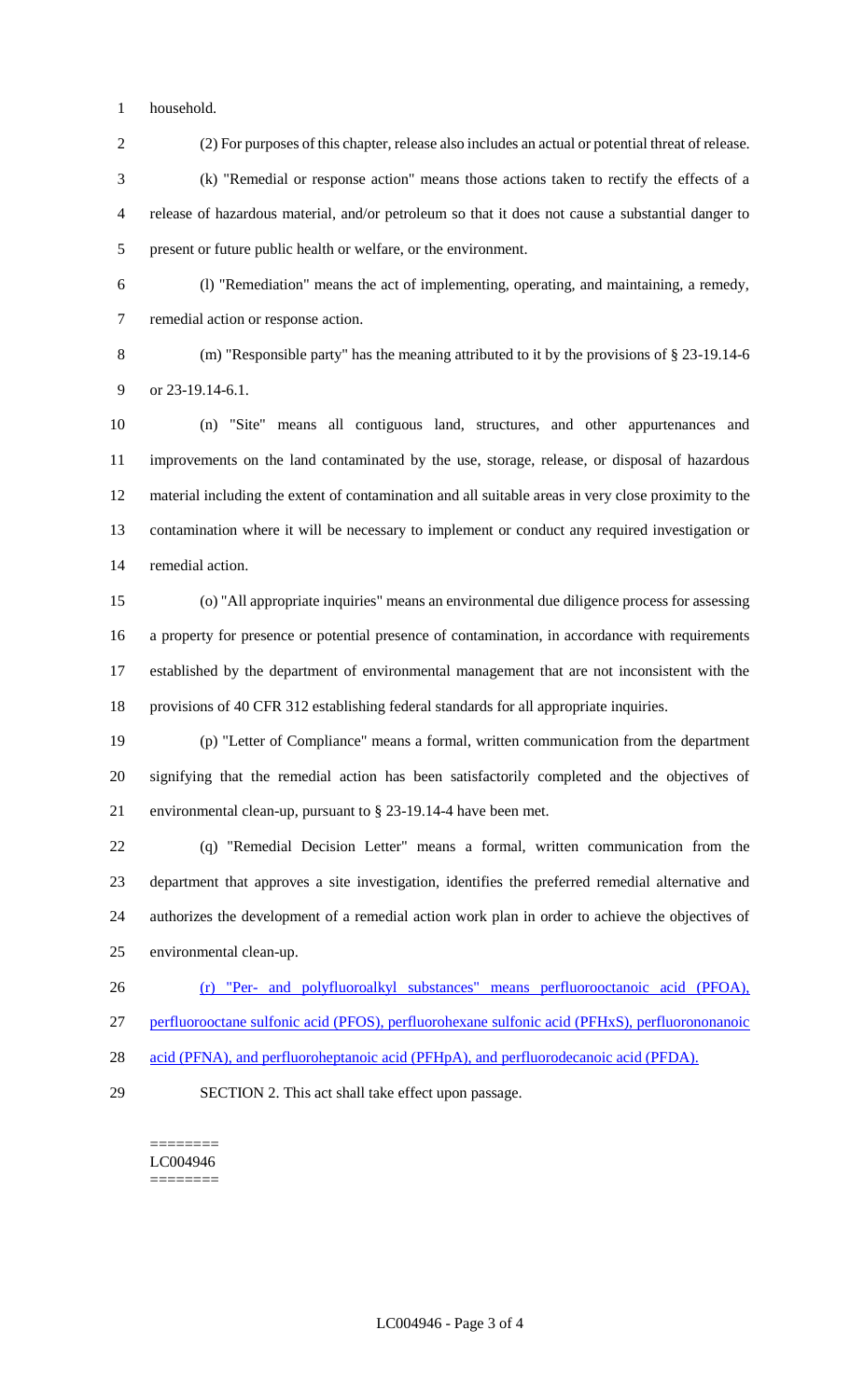household.

(2) For purposes of this chapter, release also includes an actual or potential threat of release.

(k) "Remedial or response action" means those actions taken to rectify the effects of a release of hazardous material, and/or petroleum so that it does not cause a substantial danger to present or future public health or welfare, or the environment.

(l) "Remediation" means the act of implementing, operating, and maintaining, a remedy, remedial action or response action.

(m) "Responsible party" has the meaning attributed to it by the provisions of § 23-19.14-6 or 23-19.14-6.1.

(n) "Site" means all contiguous land, structures, and other appurtenances and improvements on the land contaminated by the use, storage, release, or disposal of hazardous material including the extent of contamination and all suitable areas in very close proximity to the contamination where it will be necessary to implement or conduct any required investigation or remedial action.

(o) "All appropriate inquiries" means an environmental due diligence process for assessing a property for presence or potential presence of contamination, in accordance with requirements established by the department of environmental management that are not inconsistent with the provisions of 40 CFR 312 establishing federal standards for all appropriate inquiries.

(p) "Letter of Compliance" means a formal, written communication from the department signifying that the remedial action has been satisfactorily completed and the objectives of environmental clean-up, pursuant to § 23-19.14-4 have been met.

(q) "Remedial Decision Letter" means a formal, written communication from the department that approves a site investigation, identifies the preferred remedial alternative and authorizes the development of a remedial action work plan in order to achieve the objectives of environmental clean-up.

(r) "Per- and polyfluoroalkyl substances" means perfluorooctanoic acid (PFOA), perfluorooctane sulfonic acid (PFOS), perfluorohexane sulfonic acid (PFHxS), perfluorononanoic acid (PFNA), and perfluoroheptanoic acid (PFHpA), and perfluorodecanoic acid (PFDA).

SECTION 2. This act shall take effect upon passage.

========
LC004946
========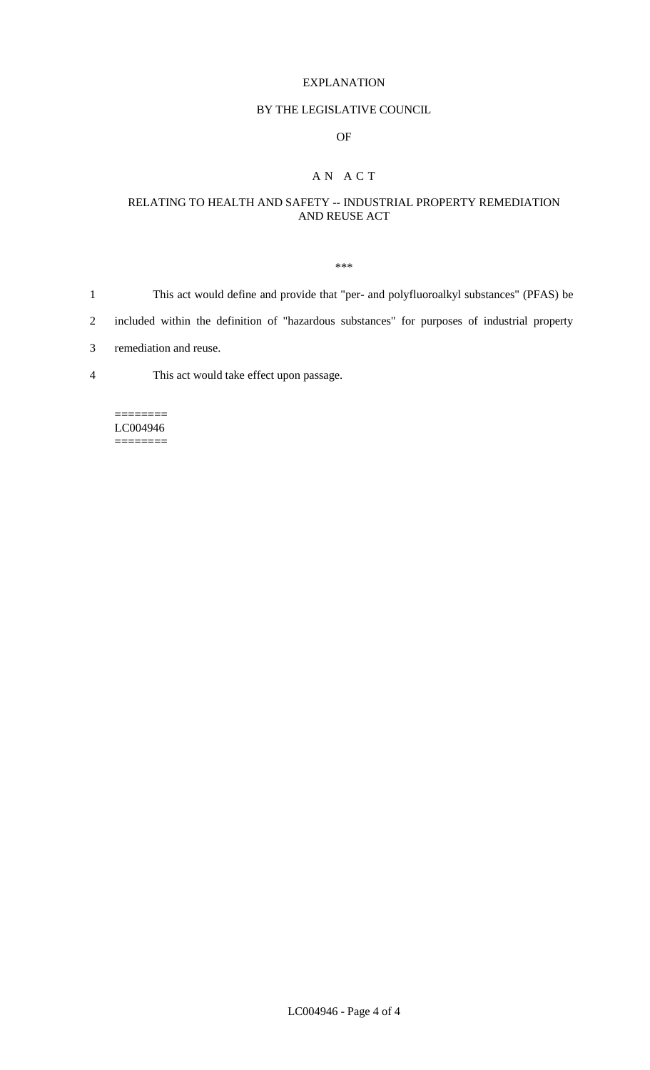EXPLANATION

BY THE LEGISLATIVE COUNCIL

OF

A N A C T

RELATING TO HEALTH AND SAFETY -- INDUSTRIAL PROPERTY REMEDIATION AND REUSE ACT

\*\*\*

1 This act would define and provide that "per- and polyfluoroalkyl substances" (PFAS) be
2 included within the definition of "hazardous substances" for purposes of industrial property
3 remediation and reuse.
4 This act would take effect upon passage.

========
LC004946
========